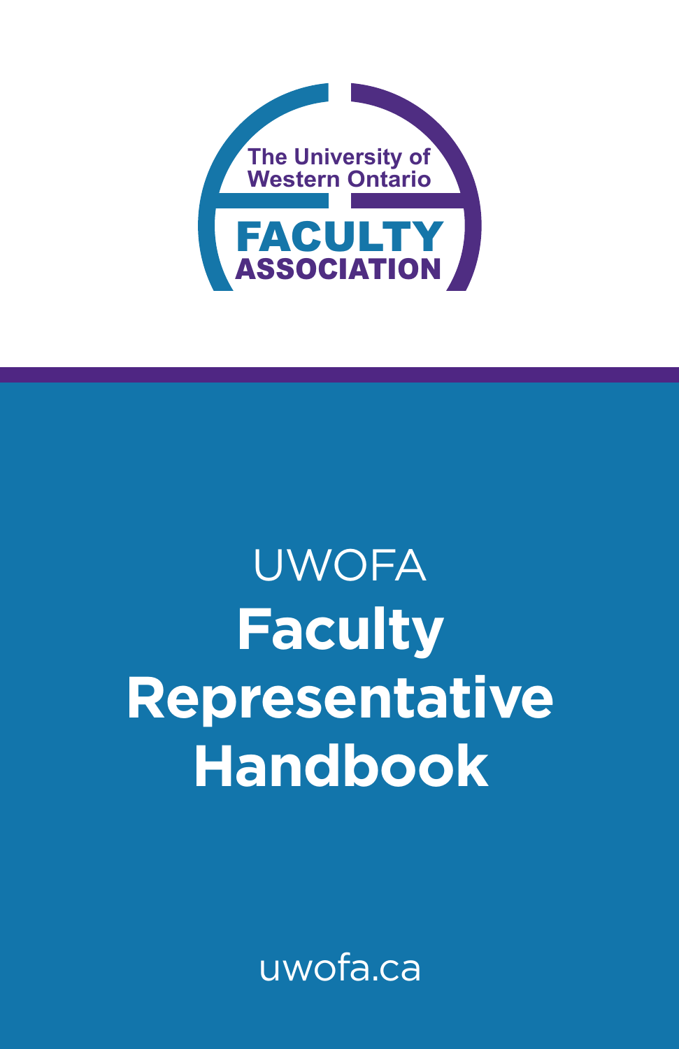The University of Western Ontario

FACULTY ASSOCIATION

UWOFA

# Faculty Representative Handbook

uwofa.ca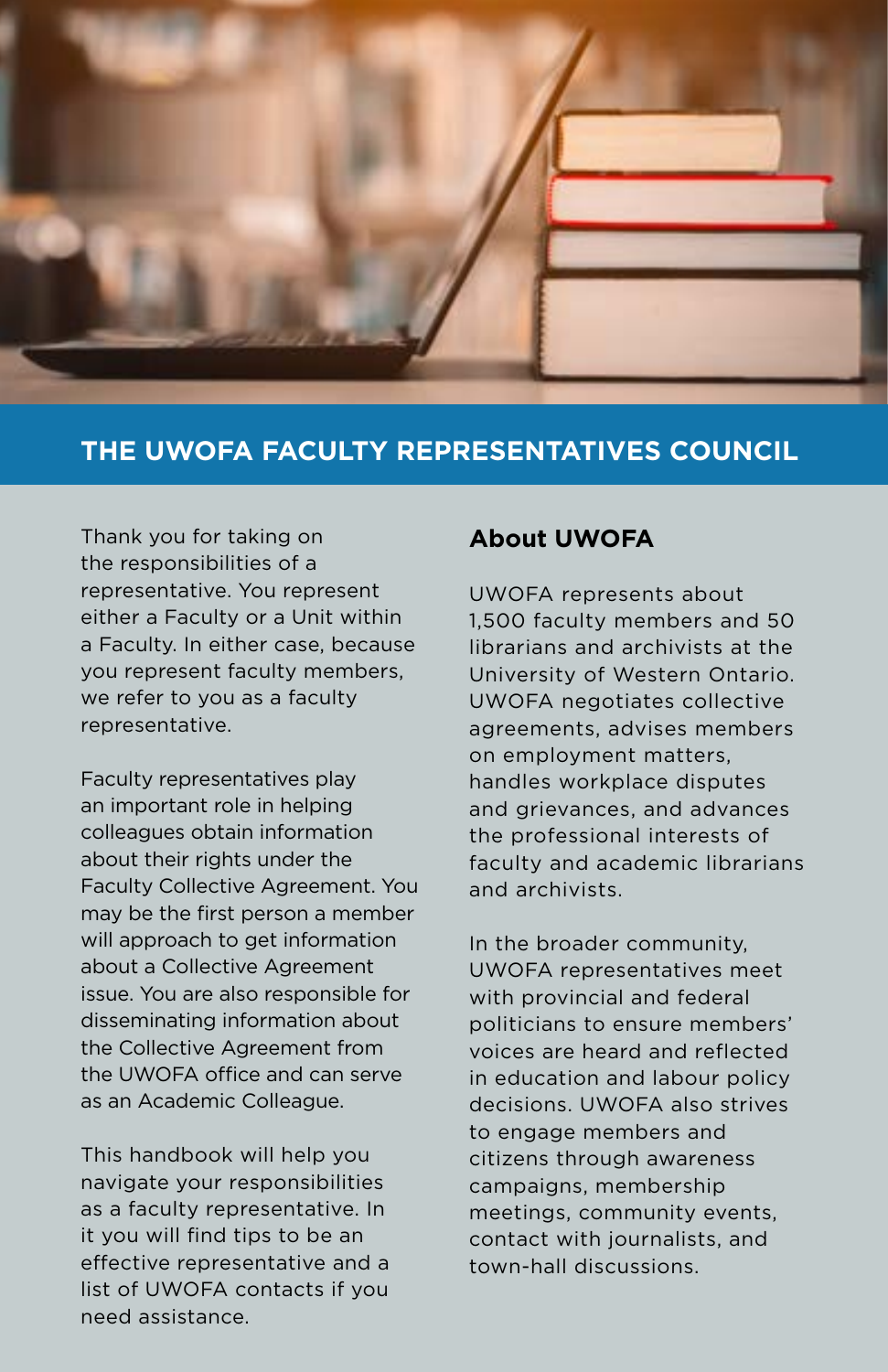## THE UWOFA FACULTY REPRESENTATIVES COUNCIL

Thank you for taking on the responsibilities of a representative. You represent either a Faculty or a Unit within a Faculty. In either case, because you represent faculty members, we refer to you as a faculty representative.

Faculty representatives play an important role in helping colleagues obtain information about their rights under the Faculty Collective Agreement. You may be the first person a member will approach to get information about a Collective Agreement issue. You are also responsible for disseminating information about the Collective Agreement from the UWOFA office and can serve as an Academic Colleague.

This handbook will help you navigate your responsibilities as a faculty representative. In it you will find tips to be an effective representative and a list of UWOFA contacts if you need assistance.

### About UWOFA

UWOFA represents about 1,500 faculty members and 50 librarians and archivists at the University of Western Ontario. UWOFA negotiates collective agreements, advises members on employment matters, handles workplace disputes and grievances, and advances the professional interests of faculty and academic librarians and archivists.

In the broader community, UWOFA representatives meet with provincial and federal politicians to ensure members' voices are heard and reflected in education and labour policy decisions. UWOFA also strives to engage members and citizens through awareness campaigns, membership meetings, community events, contact with journalists, and town-hall discussions.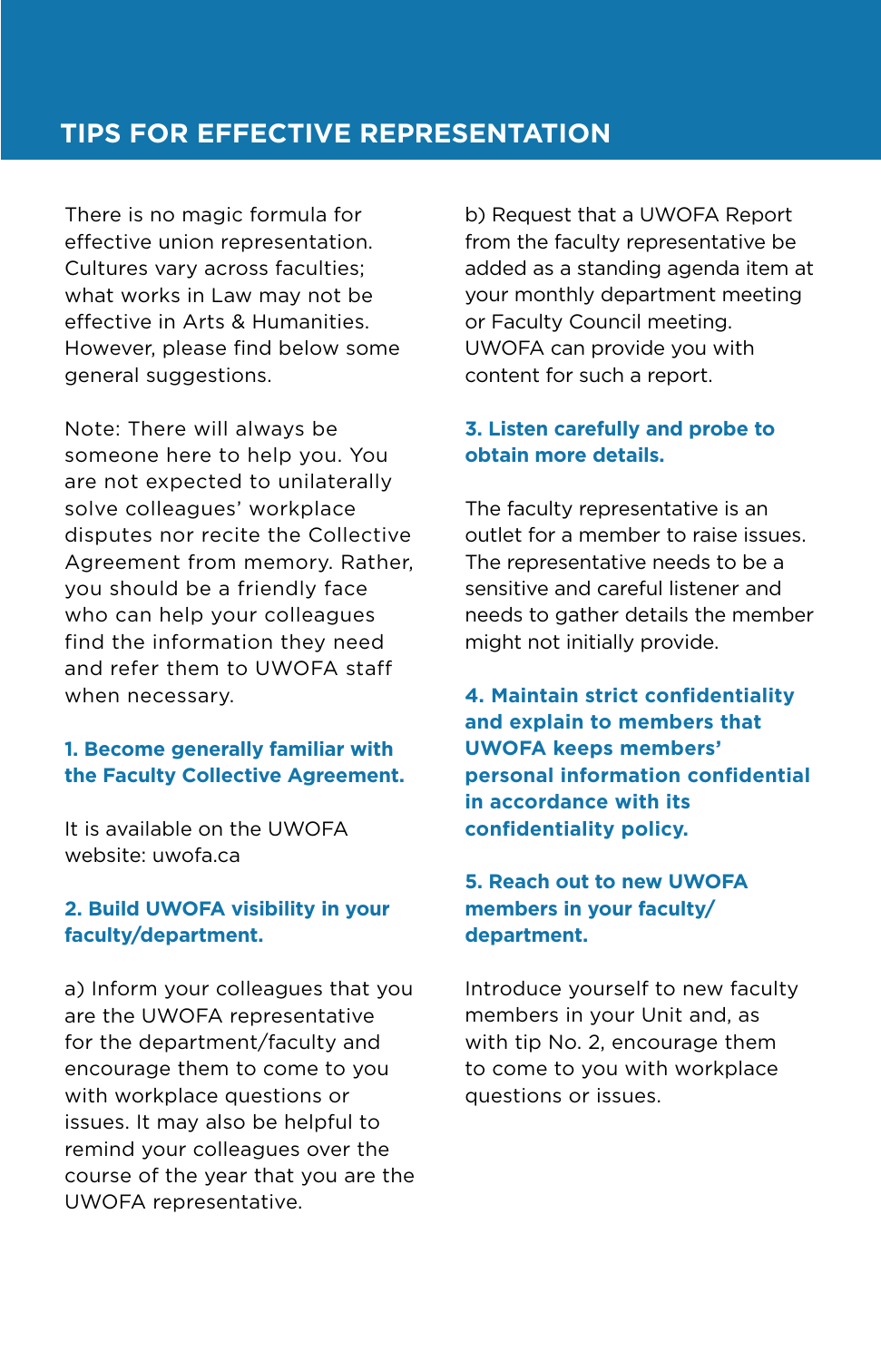## TIPS FOR EFFECTIVE REPRESENTATION

There is no magic formula for effective union representation. Cultures vary across faculties; what works in Law may not be effective in Arts & Humanities. However, please find below some general suggestions.

Note: There will always be someone here to help you. You are not expected to unilaterally solve colleagues' workplace disputes nor recite the Collective Agreement from memory. Rather, you should be a friendly face who can help your colleagues find the information they need and refer them to UWOFA staff when necessary.

### 1. Become generally familiar with the Faculty Collective Agreement.

It is available on the UWOFA website: uwofa.ca

### 2. Build UWOFA visibility in your faculty/department.

a) Inform your colleagues that you are the UWOFA representative for the department/faculty and encourage them to come to you with workplace questions or issues. It may also be helpful to remind your colleagues over the course of the year that you are the UWOFA representative.

b) Request that a UWOFA Report from the faculty representative be added as a standing agenda item at your monthly department meeting or Faculty Council meeting. UWOFA can provide you with content for such a report.

### 3. Listen carefully and probe to obtain more details.

The faculty representative is an outlet for a member to raise issues. The representative needs to be a sensitive and careful listener and needs to gather details the member might not initially provide.

### 4. Maintain strict confidentiality and explain to members that UWOFA keeps members' personal information confidential in accordance with its confidentiality policy.

### 5. Reach out to new UWOFA members in your faculty/department.

Introduce yourself to new faculty members in your Unit and, as with tip No. 2, encourage them to come to you with workplace questions or issues.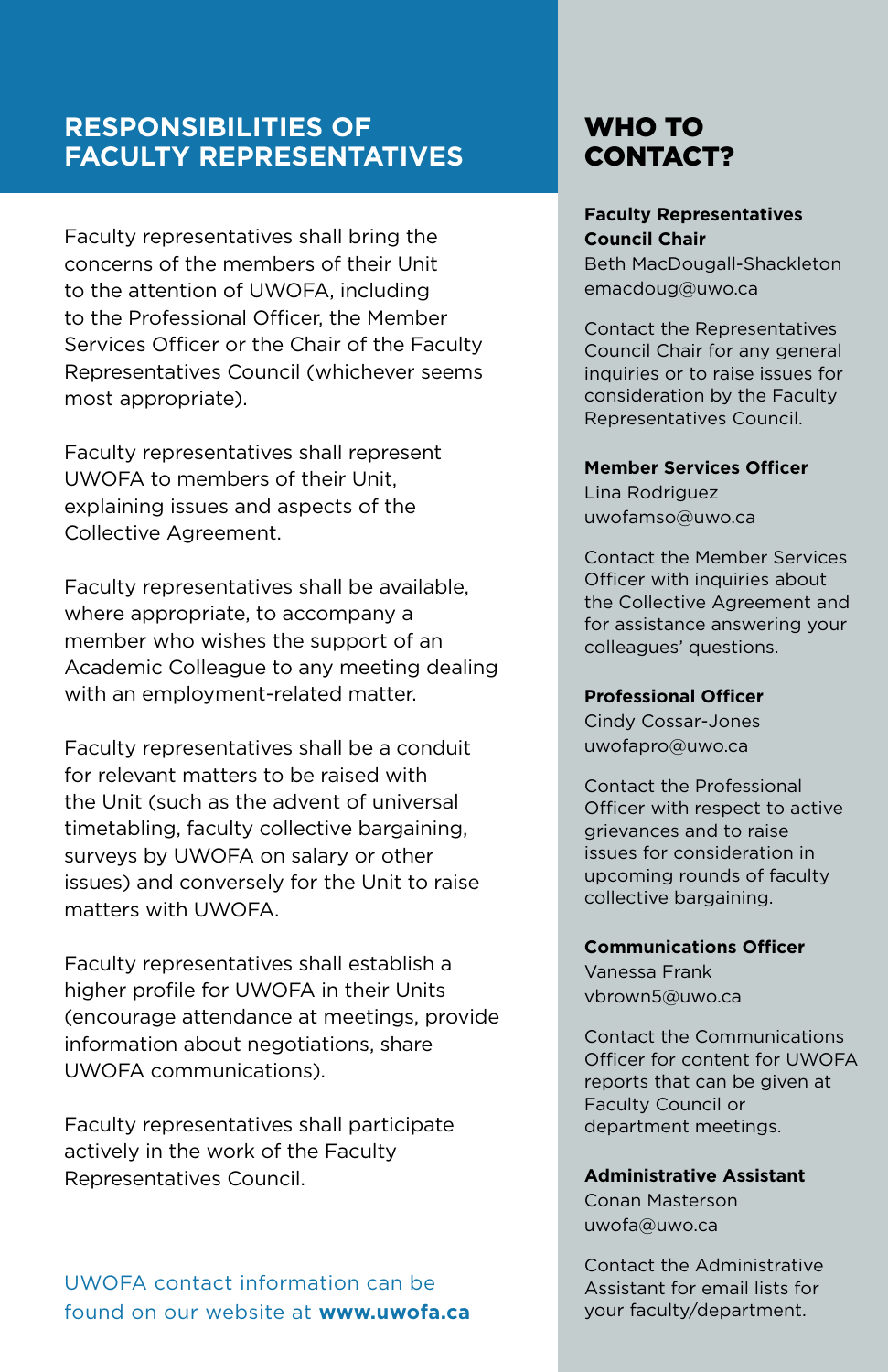## RESPONSIBILITIES OF FACULTY REPRESENTATIVES

Faculty representatives shall bring the concerns of the members of their Unit to the attention of UWOFA, including to the Professional Officer, the Member Services Officer or the Chair of the Faculty Representatives Council (whichever seems most appropriate).

Faculty representatives shall represent UWOFA to members of their Unit, explaining issues and aspects of the Collective Agreement.

Faculty representatives shall be available, where appropriate, to accompany a member who wishes the support of an Academic Colleague to any meeting dealing with an employment-related matter.

Faculty representatives shall be a conduit for relevant matters to be raised with the Unit (such as the advent of universal timetabling, faculty collective bargaining, surveys by UWOFA on salary or other issues) and conversely for the Unit to raise matters with UWOFA.

Faculty representatives shall establish a higher profile for UWOFA in their Units (encourage attendance at meetings, provide information about negotiations, share UWOFA communications).

Faculty representatives shall participate actively in the work of the Faculty Representatives Council.

UWOFA contact information can be found on our website at **www.uwofa.ca**

## WHO TO CONTACT?

**Faculty Representatives Council Chair**
Beth MacDougall-Shackleton
emacdoug@uwo.ca

Contact the Representatives Council Chair for any general inquiries or to raise issues for consideration by the Faculty Representatives Council.

**Member Services Officer**
Lina Rodriguez
uwofamso@uwo.ca

Contact the Member Services Officer with inquiries about the Collective Agreement and for assistance answering your colleagues' questions.

**Professional Officer**
Cindy Cossar-Jones
uwofapro@uwo.ca

Contact the Professional Officer with respect to active grievances and to raise issues for consideration in upcoming rounds of faculty collective bargaining.

**Communications Officer**
Vanessa Frank
vbrown5@uwo.ca

Contact the Communications Officer for content for UWOFA reports that can be given at Faculty Council or department meetings.

**Administrative Assistant**
Conan Masterson
uwofa@uwo.ca

Contact the Administrative Assistant for email lists for your faculty/department.